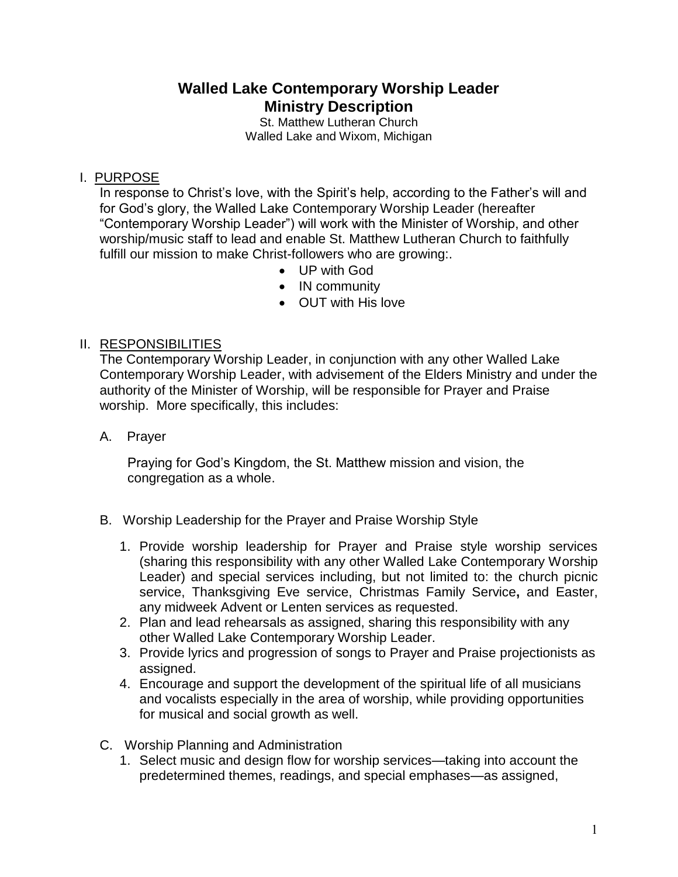# Walled Lake Contemporary Worship Leader
# Ministry Description

St. Matthew Lutheran Church
Walled Lake and Wixom, Michigan

## I. PURPOSE

In response to Christ's love, with the Spirit's help, according to the Father's will and for God's glory, the Walled Lake Contemporary Worship Leader (hereafter "Contemporary Worship Leader") will work with the Minister of Worship, and other worship/music staff to lead and enable St. Matthew Lutheran Church to faithfully fulfill our mission to make Christ-followers who are growing:.

- UP with God
- IN community
- OUT with His love

## II. RESPONSIBILITIES

The Contemporary Worship Leader, in conjunction with any other Walled Lake Contemporary Worship Leader, with advisement of the Elders Ministry and under the authority of the Minister of Worship, will be responsible for Prayer and Praise worship. More specifically, this includes:

A. Prayer

Praying for God's Kingdom, the St. Matthew mission and vision, the congregation as a whole.

B. Worship Leadership for the Prayer and Praise Worship Style

1. Provide worship leadership for Prayer and Praise style worship services (sharing this responsibility with any other Walled Lake Contemporary Worship Leader) and special services including, but not limited to: the church picnic service, Thanksgiving Eve service, Christmas Family Service**,** and Easter, any midweek Advent or Lenten services as requested.
2. Plan and lead rehearsals as assigned, sharing this responsibility with any other Walled Lake Contemporary Worship Leader.
3. Provide lyrics and progression of songs to Prayer and Praise projectionists as assigned.
4. Encourage and support the development of the spiritual life of all musicians and vocalists especially in the area of worship, while providing opportunities for musical and social growth as well.

C. Worship Planning and Administration

1. Select music and design flow for worship services—taking into account the predetermined themes, readings, and special emphases—as assigned,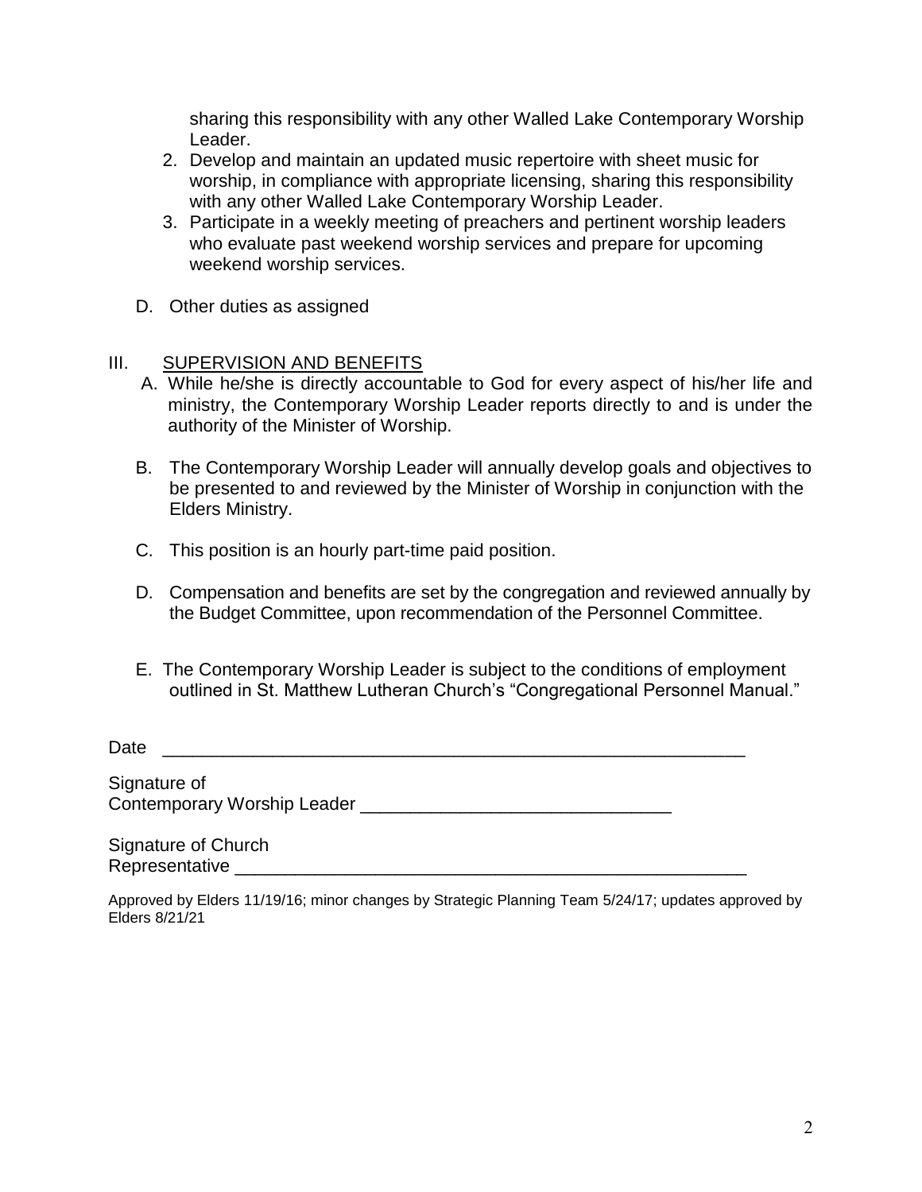sharing this responsibility with any other Walled Lake Contemporary Worship Leader.

2. Develop and maintain an updated music repertoire with sheet music for worship, in compliance with appropriate licensing, sharing this responsibility with any other Walled Lake Contemporary Worship Leader.
3. Participate in a weekly meeting of preachers and pertinent worship leaders who evaluate past weekend worship services and prepare for upcoming weekend worship services.

D. Other duties as assigned

## III. SUPERVISION AND BENEFITS

A. While he/she is directly accountable to God for every aspect of his/her life and ministry, the Contemporary Worship Leader reports directly to and is under the authority of the Minister of Worship.

B. The Contemporary Worship Leader will annually develop goals and objectives to be presented to and reviewed by the Minister of Worship in conjunction with the Elders Ministry.

C. This position is an hourly part-time paid position.

D. Compensation and benefits are set by the congregation and reviewed annually by the Budget Committee, upon recommendation of the Personnel Committee.

E. The Contemporary Worship Leader is subject to the conditions of employment outlined in St. Matthew Lutheran Church's "Congregational Personnel Manual."

Date \_\_\_\_\_\_\_\_\_\_\_\_\_\_\_\_\_\_\_\_\_\_\_\_\_\_\_\_\_\_\_\_\_\_\_\_\_\_\_\_\_\_\_\_\_\_\_\_\_\_\_\_\_\_\_\_

Signature of
Contemporary Worship Leader \_\_\_\_\_\_\_\_\_\_\_\_\_\_\_\_\_\_\_\_\_\_\_\_\_\_\_\_\_\_

Signature of Church
Representative \_\_\_\_\_\_\_\_\_\_\_\_\_\_\_\_\_\_\_\_\_\_\_\_\_\_\_\_\_\_\_\_\_\_\_\_\_\_\_\_\_\_\_\_\_\_\_\_\_\_

Approved by Elders 11/19/16; minor changes by Strategic Planning Team 5/24/17; updates approved by Elders 8/21/21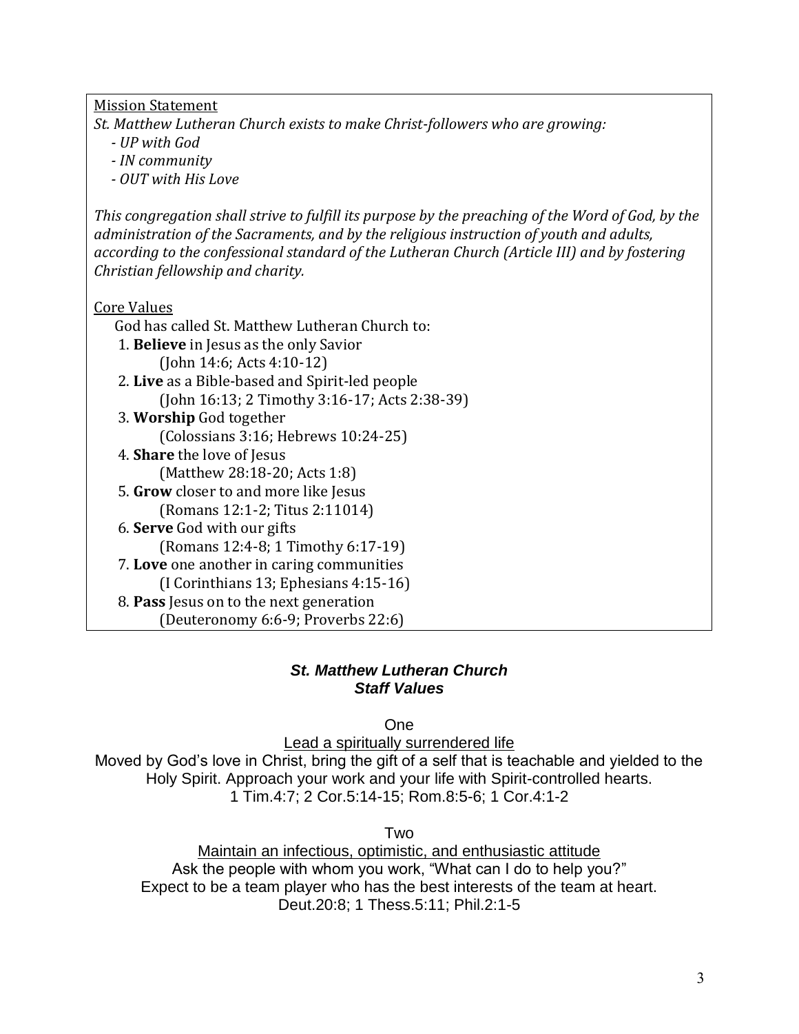Mission Statement

*St. Matthew Lutheran Church exists to make Christ-followers who are growing:*

- *UP with God*
- *IN community*
- *OUT with His Love*

*This congregation shall strive to fulfill its purpose by the preaching of the Word of God, by the administration of the Sacraments, and by the religious instruction of youth and adults, according to the confessional standard of the Lutheran Church (Article III) and by fostering Christian fellowship and charity.*

Core Values

God has called St. Matthew Lutheran Church to:

1. **Believe** in Jesus as the only Savior
   (John 14:6; Acts 4:10-12)
2. **Live** as a Bible-based and Spirit-led people
   (John 16:13; 2 Timothy 3:16-17; Acts 2:38-39)
3. **Worship** God together
   (Colossians 3:16; Hebrews 10:24-25)
4. **Share** the love of Jesus
   (Matthew 28:18-20; Acts 1:8)
5. **Grow** closer to and more like Jesus
   (Romans 12:1-2; Titus 2:11014)
6. **Serve** God with our gifts
   (Romans 12:4-8; 1 Timothy 6:17-19)
7. **Love** one another in caring communities
   (I Corinthians 13; Ephesians 4:15-16)
8. **Pass** Jesus on to the next generation
   (Deuteronomy 6:6-9; Proverbs 22:6)

## *St. Matthew Lutheran Church*
## *Staff Values*

One

Lead a spiritually surrendered life

Moved by God's love in Christ, bring the gift of a self that is teachable and yielded to the Holy Spirit. Approach your work and your life with Spirit-controlled hearts.
1 Tim.4:7; 2 Cor.5:14-15; Rom.8:5-6; 1 Cor.4:1-2

Two

Maintain an infectious, optimistic, and enthusiastic attitude

Ask the people with whom you work, "What can I do to help you?"
Expect to be a team player who has the best interests of the team at heart.
Deut.20:8; 1 Thess.5:11; Phil.2:1-5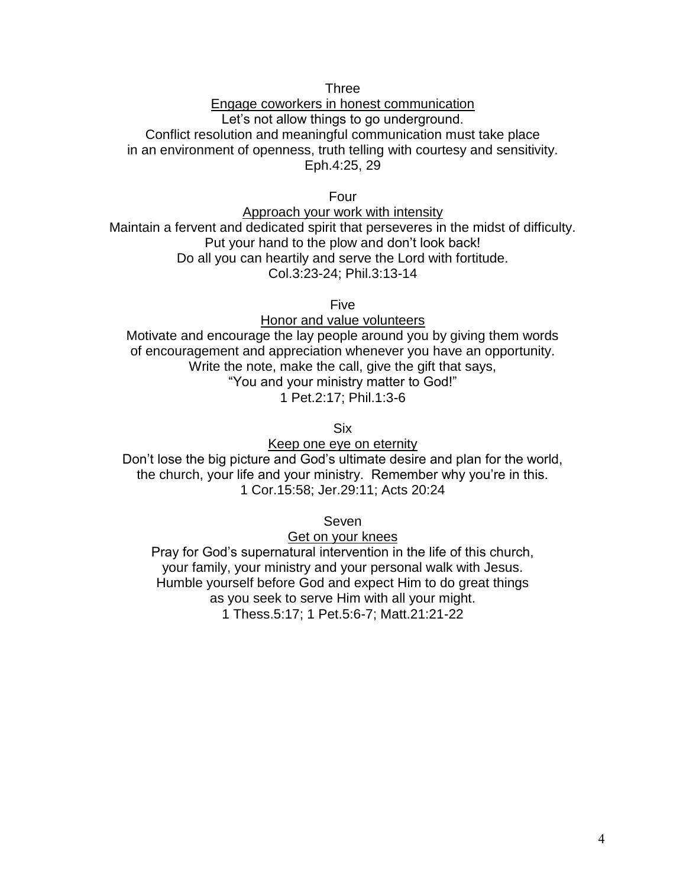Three

<u>Engage coworkers in honest communication</u>

Let's not allow things to go underground.
Conflict resolution and meaningful communication must take place
in an environment of openness, truth telling with courtesy and sensitivity.
Eph.4:25, 29

Four

<u>Approach your work with intensity</u>

Maintain a fervent and dedicated spirit that perseveres in the midst of difficulty.
Put your hand to the plow and don't look back!
Do all you can heartily and serve the Lord with fortitude.
Col.3:23-24; Phil.3:13-14

Five

<u>Honor and value volunteers</u>

Motivate and encourage the lay people around you by giving them words
of encouragement and appreciation whenever you have an opportunity.
Write the note, make the call, give the gift that says,
"You and your ministry matter to God!"
1 Pet.2:17; Phil.1:3-6

Six

<u>Keep one eye on eternity</u>

Don't lose the big picture and God's ultimate desire and plan for the world,
the church, your life and your ministry. Remember why you're in this.
1 Cor.15:58; Jer.29:11; Acts 20:24

Seven

<u>Get on your knees</u>

Pray for God's supernatural intervention in the life of this church,
your family, your ministry and your personal walk with Jesus.
Humble yourself before God and expect Him to do great things
as you seek to serve Him with all your might.
1 Thess.5:17; 1 Pet.5:6-7; Matt.21:21-22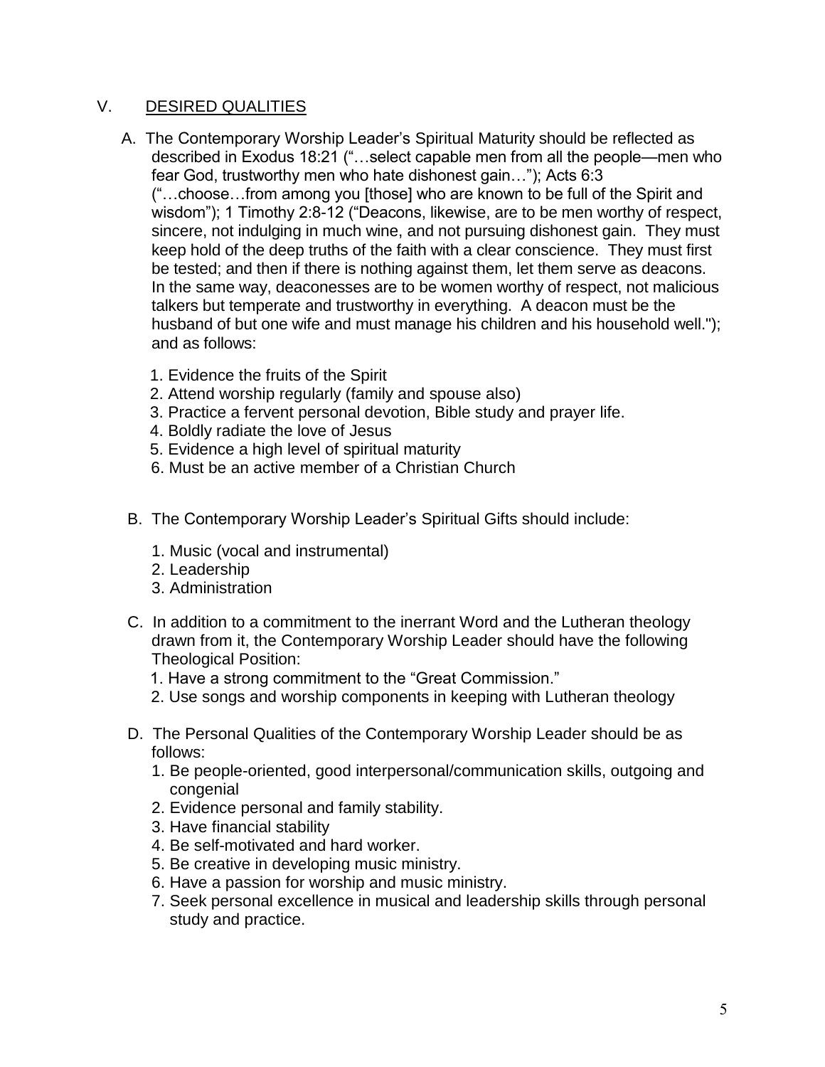## V. DESIRED QUALITIES

A. The Contemporary Worship Leader's Spiritual Maturity should be reflected as described in Exodus 18:21 ("…select capable men from all the people—men who fear God, trustworthy men who hate dishonest gain…"); Acts 6:3 ("…choose…from among you [those] who are known to be full of the Spirit and wisdom"); 1 Timothy 2:8-12 ("Deacons, likewise, are to be men worthy of respect, sincere, not indulging in much wine, and not pursuing dishonest gain. They must keep hold of the deep truths of the faith with a clear conscience. They must first be tested; and then if there is nothing against them, let them serve as deacons. In the same way, deaconesses are to be women worthy of respect, not malicious talkers but temperate and trustworthy in everything. A deacon must be the husband of but one wife and must manage his children and his household well."); and as follows:

1. Evidence the fruits of the Spirit
2. Attend worship regularly (family and spouse also)
3. Practice a fervent personal devotion, Bible study and prayer life.
4. Boldly radiate the love of Jesus
5. Evidence a high level of spiritual maturity
6. Must be an active member of a Christian Church

B. The Contemporary Worship Leader's Spiritual Gifts should include:

1. Music (vocal and instrumental)
2. Leadership
3. Administration

C. In addition to a commitment to the inerrant Word and the Lutheran theology drawn from it, the Contemporary Worship Leader should have the following Theological Position:

1. Have a strong commitment to the "Great Commission."
2. Use songs and worship components in keeping with Lutheran theology

D. The Personal Qualities of the Contemporary Worship Leader should be as follows:

1. Be people-oriented, good interpersonal/communication skills, outgoing and congenial
2. Evidence personal and family stability.
3. Have financial stability
4. Be self-motivated and hard worker.
5. Be creative in developing music ministry.
6. Have a passion for worship and music ministry.
7. Seek personal excellence in musical and leadership skills through personal study and practice.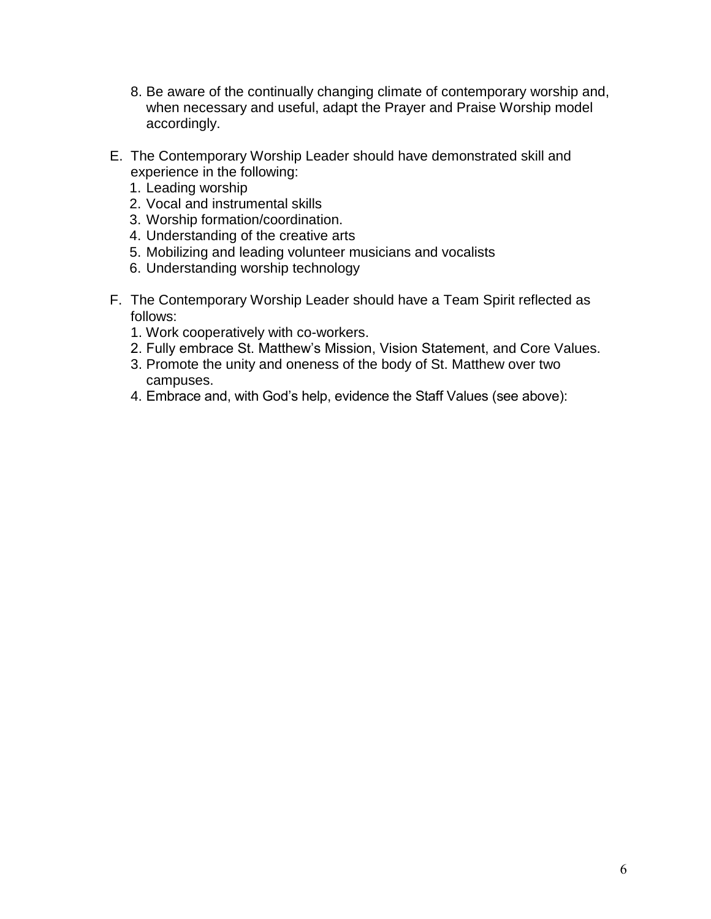8. Be aware of the continually changing climate of contemporary worship and, when necessary and useful, adapt the Prayer and Praise Worship model accordingly.

E. The Contemporary Worship Leader should have demonstrated skill and experience in the following:
   1. Leading worship
   2. Vocal and instrumental skills
   3. Worship formation/coordination.
   4. Understanding of the creative arts
   5. Mobilizing and leading volunteer musicians and vocalists
   6. Understanding worship technology

F. The Contemporary Worship Leader should have a Team Spirit reflected as follows:
   1. Work cooperatively with co-workers.
   2. Fully embrace St. Matthew's Mission, Vision Statement, and Core Values.
   3. Promote the unity and oneness of the body of St. Matthew over two campuses.
   4. Embrace and, with God's help, evidence the Staff Values (see above):